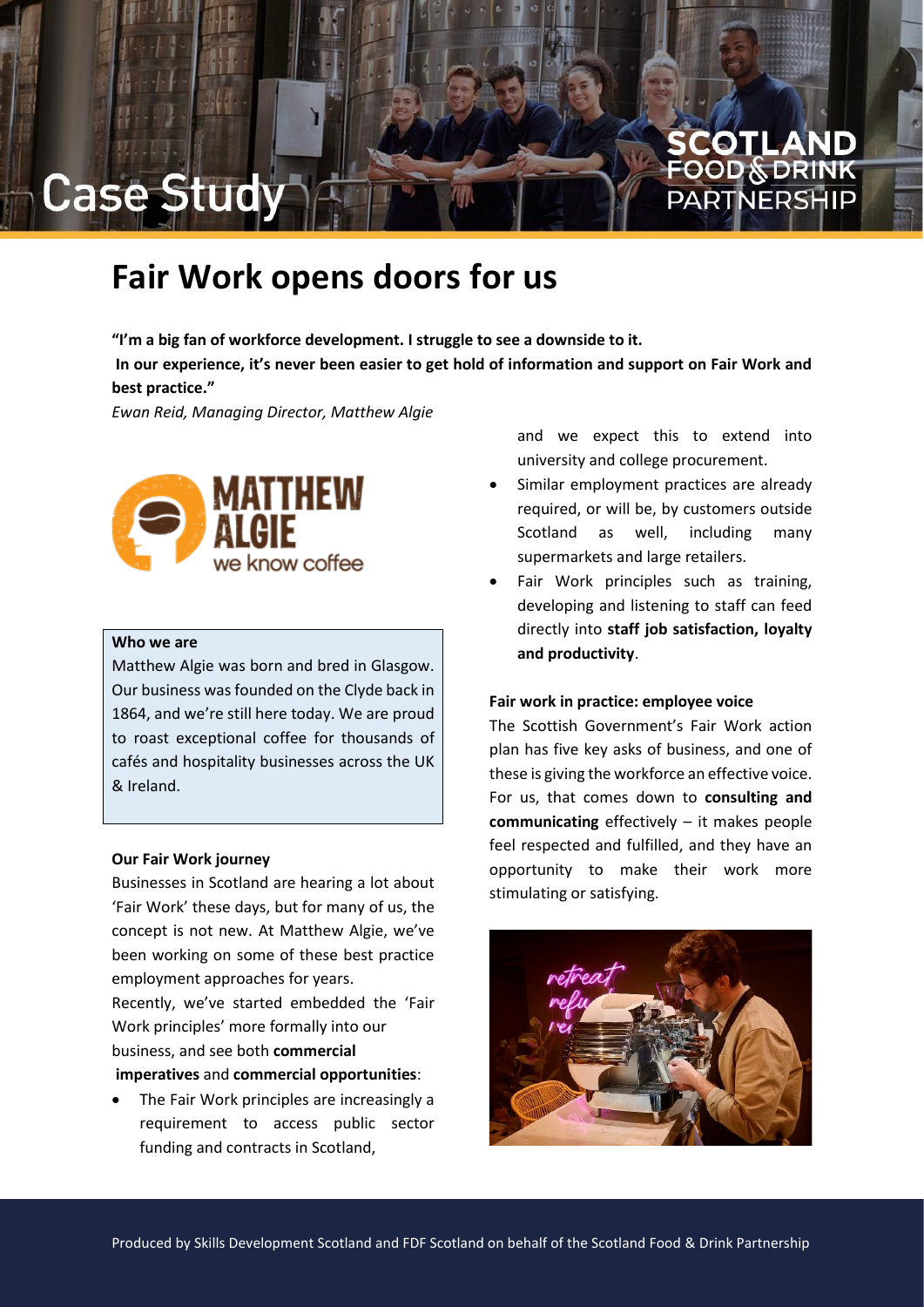Case Study

SCOTLAND FOOD & DRINK PARTNERSHIP

# Fair Work opens doors for us

**"I'm a big fan of workforce development. I struggle to see a downside to it.**
**In our experience, it's never been easier to get hold of information and support on Fair Work and best practice."**

*Ewan Reid, Managing Director, Matthew Algie*

MATTHEW ALGIE we know coffee

**Who we are**

Matthew Algie was born and bred in Glasgow. Our business was founded on the Clyde back in 1864, and we're still here today. We are proud to roast exceptional coffee for thousands of cafés and hospitality businesses across the UK & Ireland.

**Our Fair Work journey**

Businesses in Scotland are hearing a lot about 'Fair Work' these days, but for many of us, the concept is not new. At Matthew Algie, we've been working on some of these best practice employment approaches for years.

Recently, we've started embedded the 'Fair Work principles' more formally into our business, and see both **commercial imperatives** and **commercial opportunities**:

- The Fair Work principles are increasingly a requirement to access public sector funding and contracts in Scotland, and we expect this to extend into university and college procurement.
- Similar employment practices are already required, or will be, by customers outside Scotland as well, including many supermarkets and large retailers.
- Fair Work principles such as training, developing and listening to staff can feed directly into **staff job satisfaction, loyalty and productivity**.

**Fair work in practice: employee voice**

The Scottish Government's Fair Work action plan has five key asks of business, and one of these is giving the workforce an effective voice. For us, that comes down to **consulting and communicating** effectively – it makes people feel respected and fulfilled, and they have an opportunity to make their work more stimulating or satisfying.

Produced by Skills Development Scotland and FDF Scotland on behalf of the Scotland Food & Drink Partnership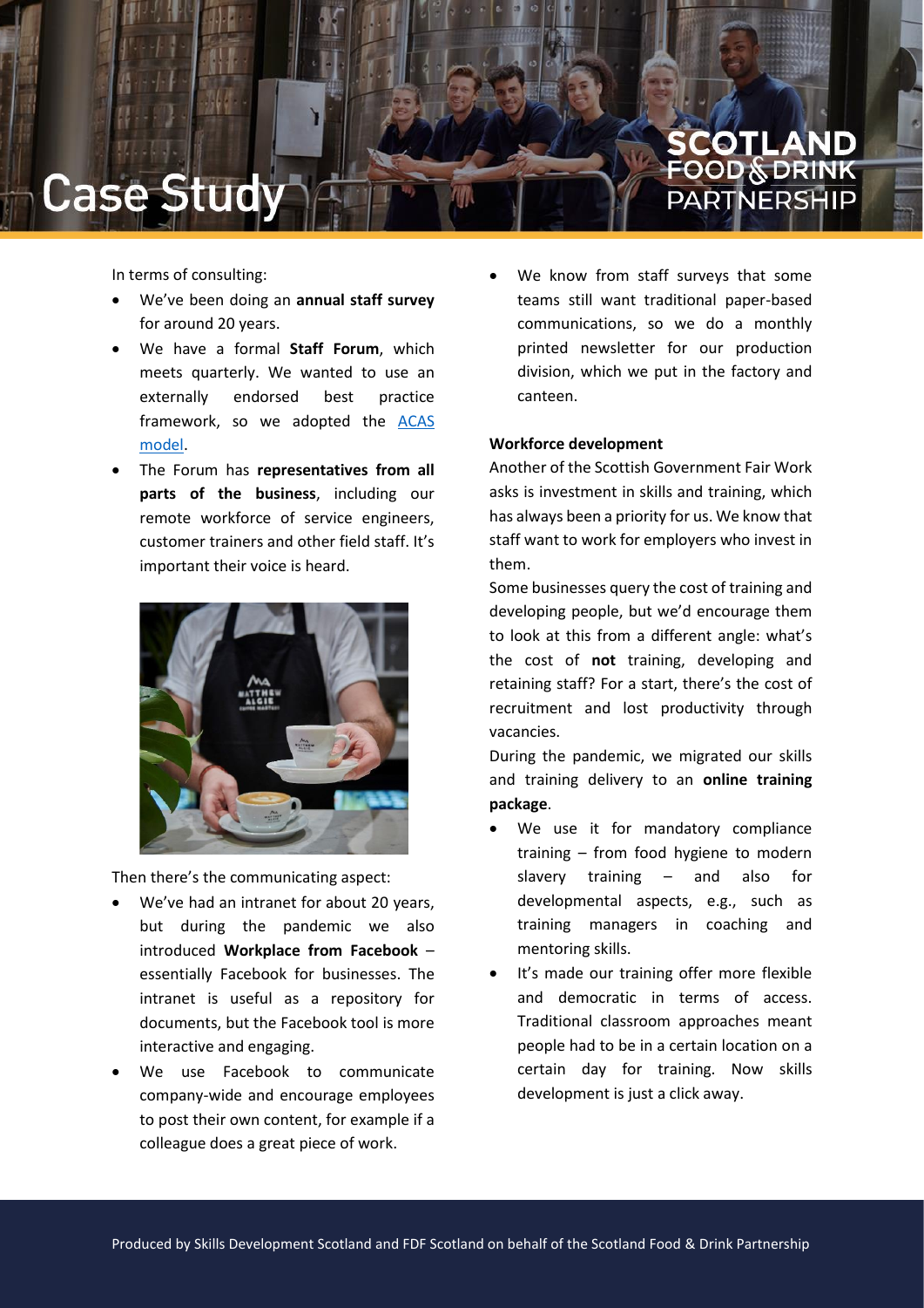In terms of consulting:

- We've been doing an **annual staff survey** for around 20 years.
- We have a formal **Staff Forum**, which meets quarterly. We wanted to use an externally endorsed best practice framework, so we adopted the [ACAS model](#).
- The Forum has **representatives from all parts of the business**, including our remote workforce of service engineers, customer trainers and other field staff. It's important their voice is heard.

Then there's the communicating aspect:

- We've had an intranet for about 20 years, but during the pandemic we also introduced **Workplace from Facebook** – essentially Facebook for businesses. The intranet is useful as a repository for documents, but the Facebook tool is more interactive and engaging.
- We use Facebook to communicate company-wide and encourage employees to post their own content, for example if a colleague does a great piece of work.
- We know from staff surveys that some teams still want traditional paper-based communications, so we do a monthly printed newsletter for our production division, which we put in the factory and canteen.

**Workforce development**

Another of the Scottish Government Fair Work asks is investment in skills and training, which has always been a priority for us. We know that staff want to work for employers who invest in them.

Some businesses query the cost of training and developing people, but we'd encourage them to look at this from a different angle: what's the cost of **not** training, developing and retaining staff? For a start, there's the cost of recruitment and lost productivity through vacancies.

During the pandemic, we migrated our skills and training delivery to an **online training package**.

- We use it for mandatory compliance training – from food hygiene to modern slavery training – and also for developmental aspects, e.g., such as training managers in coaching and mentoring skills.
- It's made our training offer more flexible and democratic in terms of access. Traditional classroom approaches meant people had to be in a certain location on a certain day for training. Now skills development is just a click away.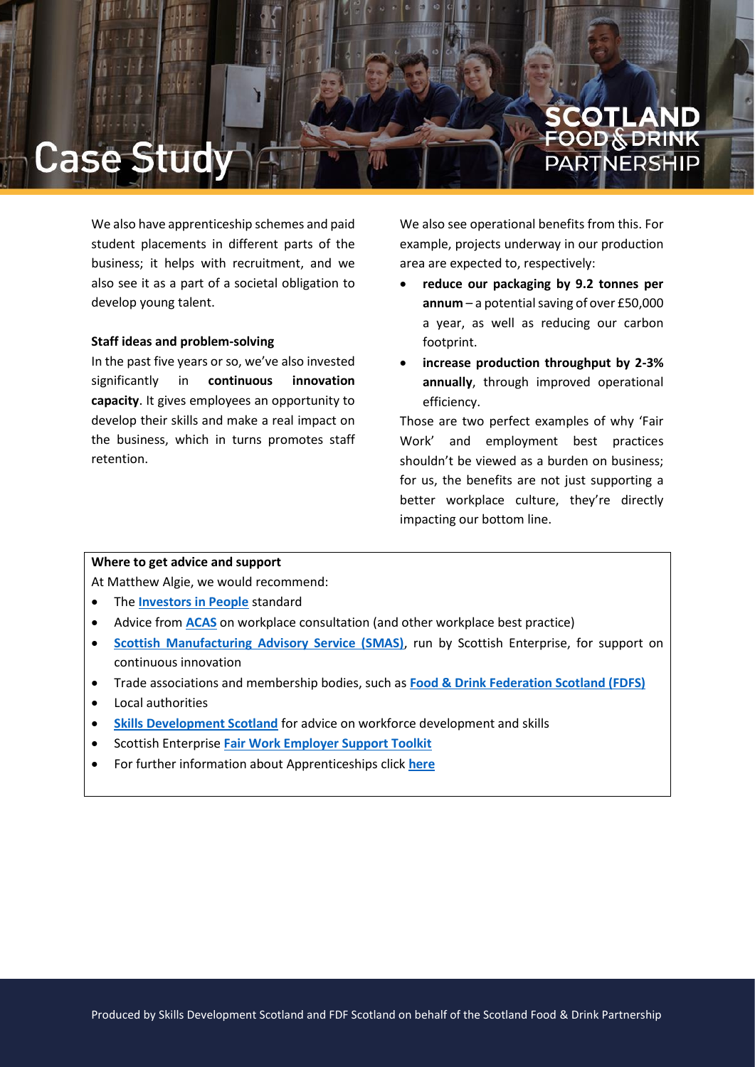# Case Study

We also have apprenticeship schemes and paid student placements in different parts of the business; it helps with recruitment, and we also see it as a part of a societal obligation to develop young talent.

**Staff ideas and problem-solving**

In the past five years or so, we've also invested significantly in **continuous innovation capacity**. It gives employees an opportunity to develop their skills and make a real impact on the business, which in turns promotes staff retention.

We also see operational benefits from this. For example, projects underway in our production area are expected to, respectively:

- **reduce our packaging by 9.2 tonnes per annum** – a potential saving of over £50,000 a year, as well as reducing our carbon footprint.
- **increase production throughput by 2-3% annually**, through improved operational efficiency.

Those are two perfect examples of why 'Fair Work' and employment best practices shouldn't be viewed as a burden on business; for us, the benefits are not just supporting a better workplace culture, they're directly impacting our bottom line.

**Where to get advice and support**

At Matthew Algie, we would recommend:

- The **Investors in People** standard
- Advice from **ACAS** on workplace consultation (and other workplace best practice)
- **Scottish Manufacturing Advisory Service (SMAS)**, run by Scottish Enterprise, for support on continuous innovation
- Trade associations and membership bodies, such as **Food & Drink Federation Scotland (FDFS)**
- Local authorities
- **Skills Development Scotland** for advice on workforce development and skills
- Scottish Enterprise **Fair Work Employer Support Toolkit**
- For further information about Apprenticeships click **here**

Produced by Skills Development Scotland and FDF Scotland on behalf of the Scotland Food & Drink Partnership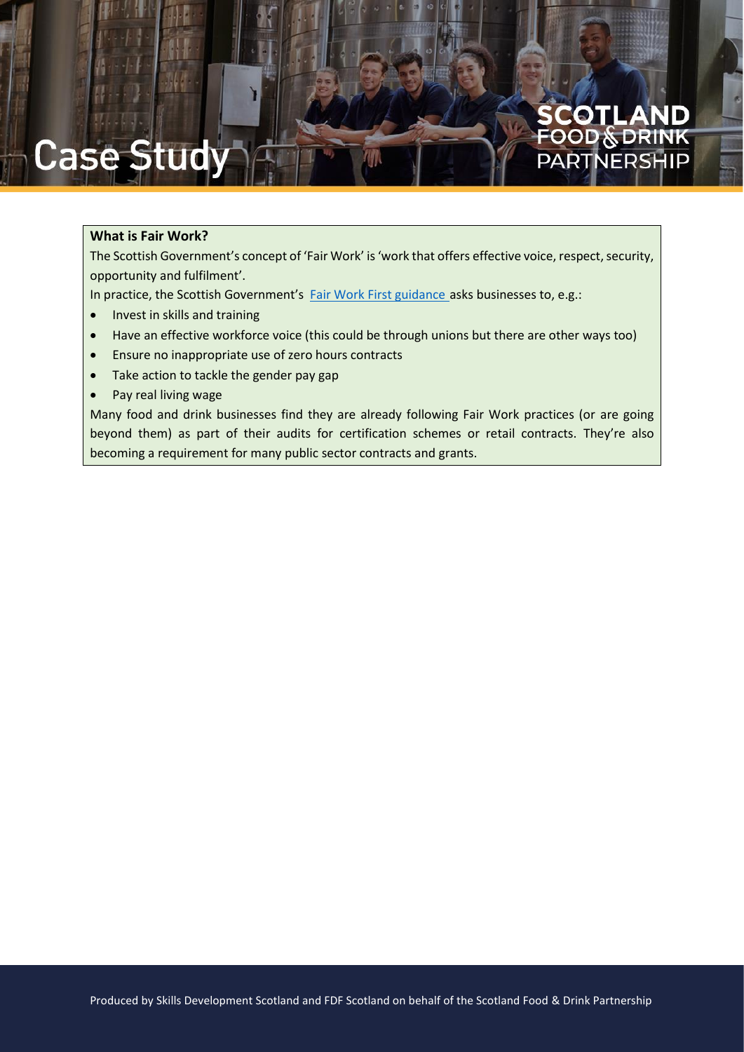**What is Fair Work?**

The Scottish Government's concept of 'Fair Work' is 'work that offers effective voice, respect, security, opportunity and fulfilment'.

In practice, the Scottish Government's Fair Work First guidance asks businesses to, e.g.:

- Invest in skills and training
- Have an effective workforce voice (this could be through unions but there are other ways too)
- Ensure no inappropriate use of zero hours contracts
- Take action to tackle the gender pay gap
- Pay real living wage

Many food and drink businesses find they are already following Fair Work practices (or are going beyond them) as part of their audits for certification schemes or retail contracts. They're also becoming a requirement for many public sector contracts and grants.